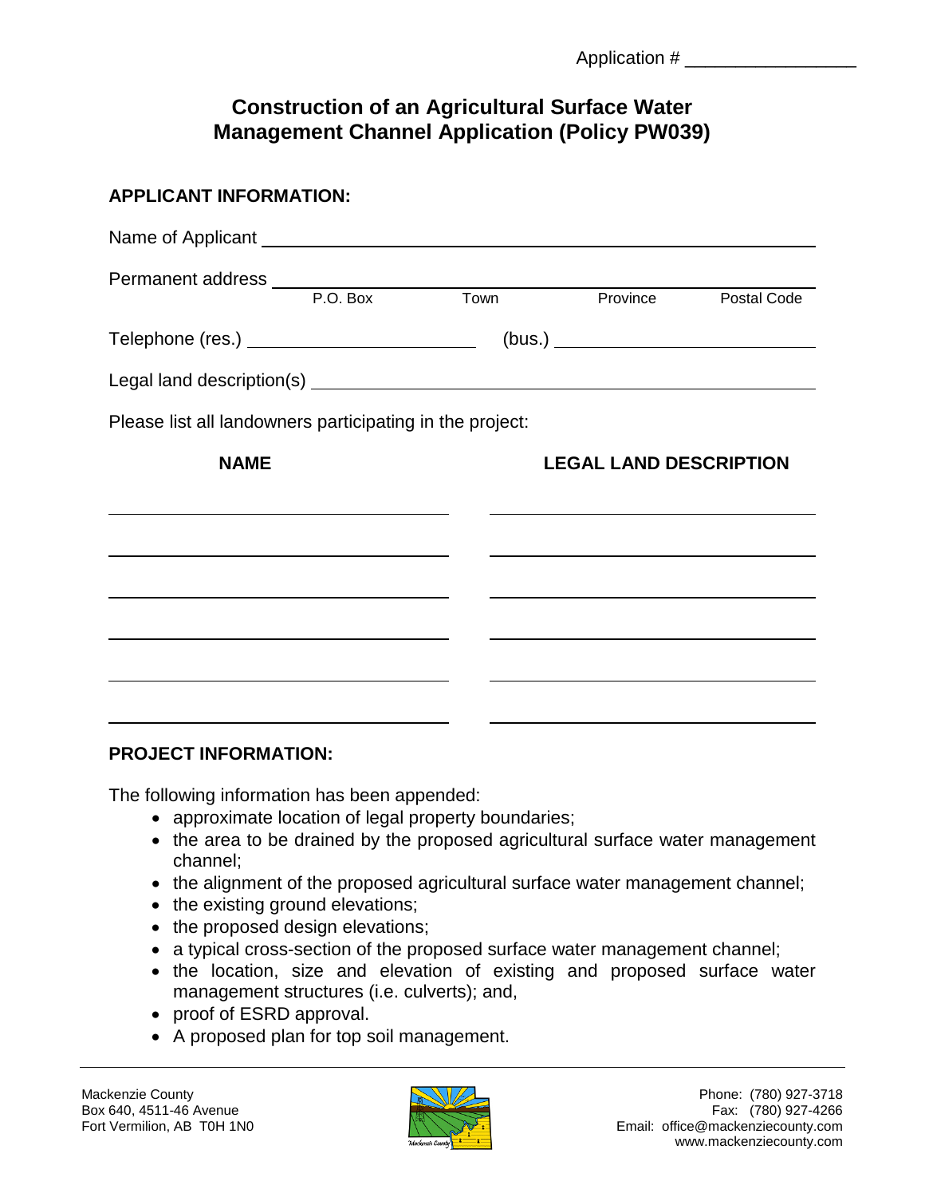Application # _________________

# Construction of an Agricultural Surface Water Management Channel Application (Policy PW039)

## APPLICANT INFORMATION:

Name of Applicant ____________________________________________

Permanent address ____________________________________________
P.O. Box    Town    Province    Postal Code

Telephone (res.) _______________________ (bus.) _______________________

Legal land description(s) ____________________________________________

Please list all landowners participating in the project:

| NAME | LEGAL LAND DESCRIPTION |
|---|---|
| | |
| | |
| | |
| | |
| | |
| | |

## PROJECT INFORMATION:

The following information has been appended:

- approximate location of legal property boundaries;
- the area to be drained by the proposed agricultural surface water management channel;
- the alignment of the proposed agricultural surface water management channel;
- the existing ground elevations;
- the proposed design elevations;
- a typical cross-section of the proposed surface water management channel;
- the location, size and elevation of existing and proposed surface water management structures (i.e. culverts); and,
- proof of ESRD approval.
- A proposed plan for top soil management.

Mackenzie County
Box 640, 4511-46 Avenue
Fort Vermilion, AB T0H 1N0

Phone: (780) 927-3718
Fax: (780) 927-4266
Email: office@mackenziecounty.com
www.mackenziecounty.com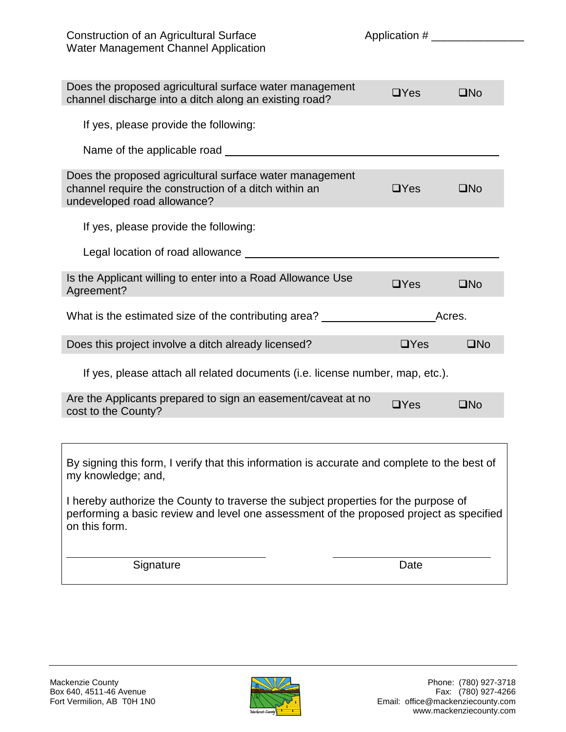Construction of an Agricultural Surface Water Management Channel Application

Application # _______________

| | | |
|---|---|---|
| Does the proposed agricultural surface water management channel discharge into a ditch along an existing road? | ❑Yes | ❑No |

If yes, please provide the following:

Name of the applicable road ______________________________________________

| | | |
|---|---|---|
| Does the proposed agricultural surface water management channel require the construction of a ditch within an undeveloped road allowance? | ❑Yes | ❑No |

If yes, please provide the following:

Legal location of road allowance ______________________________________________

| | | |
|---|---|---|
| Is the Applicant willing to enter into a Road Allowance Use Agreement? | ❑Yes | ❑No |

What is the estimated size of the contributing area? ____________________ Acres.

| | | |
|---|---|---|
| Does this project involve a ditch already licensed? | ❑Yes | ❑No |

If yes, please attach all related documents (i.e. license number, map, etc.).

| | | |
|---|---|---|
| Are the Applicants prepared to sign an easement/caveat at no cost to the County? | ❑Yes | ❑No |

By signing this form, I verify that this information is accurate and complete to the best of my knowledge; and,

I hereby authorize the County to traverse the subject properties for the purpose of performing a basic review and level one assessment of the proposed project as specified on this form.

______________________________ Signature

______________________________ Date

Mackenzie County
Box 640, 4511-46 Avenue
Fort Vermilion, AB T0H 1N0

Phone: (780) 927-3718
Fax: (780) 927-4266
Email: office@mackenziecounty.com
www.mackenziecounty.com